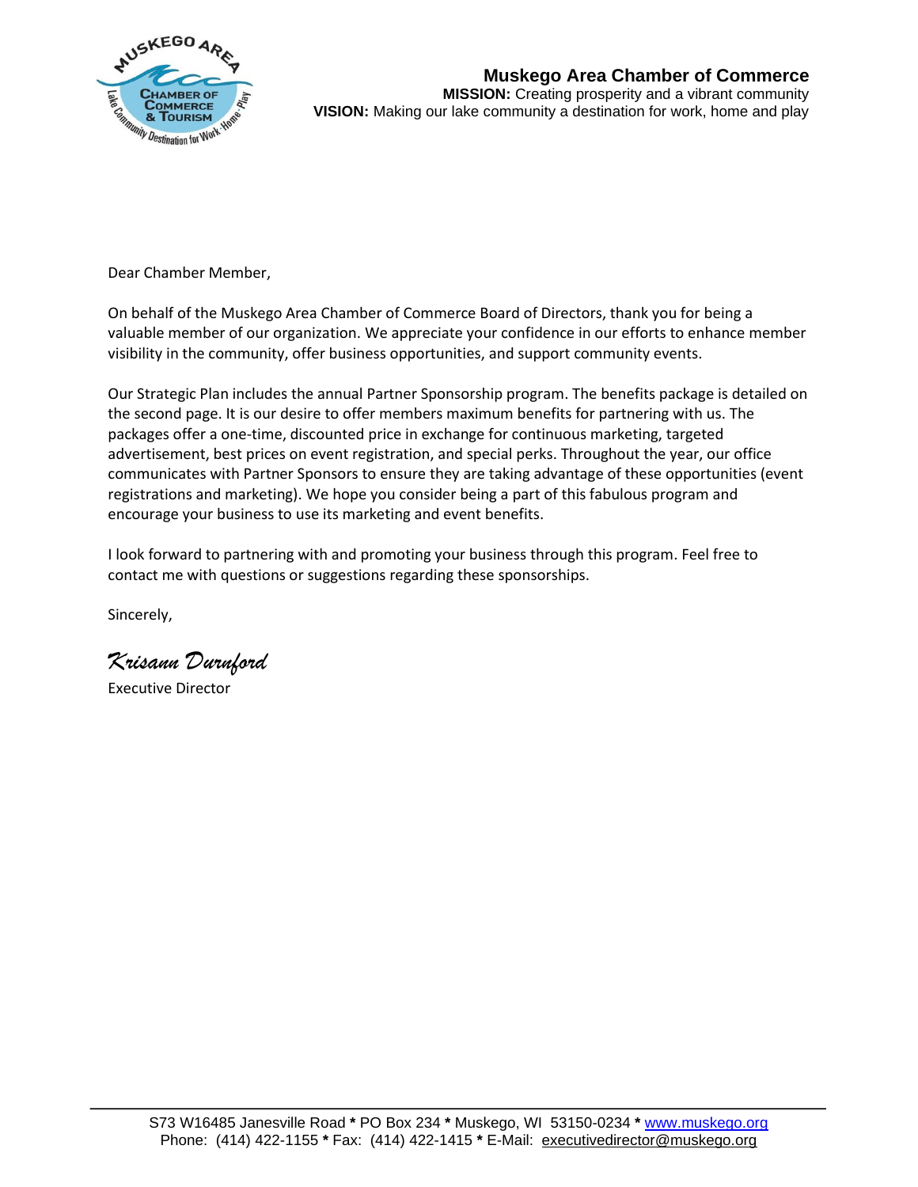## Muskego Area Chamber of Commerce

**MISSION:** Creating prosperity and a vibrant community
**VISION:** Making our lake community a destination for work, home and play

Dear Chamber Member,

On behalf of the Muskego Area Chamber of Commerce Board of Directors, thank you for being a valuable member of our organization. We appreciate your confidence in our efforts to enhance member visibility in the community, offer business opportunities, and support community events.

Our Strategic Plan includes the annual Partner Sponsorship program. The benefits package is detailed on the second page. It is our desire to offer members maximum benefits for partnering with us. The packages offer a one-time, discounted price in exchange for continuous marketing, targeted advertisement, best prices on event registration, and special perks. Throughout the year, our office communicates with Partner Sponsors to ensure they are taking advantage of these opportunities (event registrations and marketing). We hope you consider being a part of this fabulous program and encourage your business to use its marketing and event benefits.

I look forward to partnering with and promoting your business through this program. Feel free to contact me with questions or suggestions regarding these sponsorships.

Sincerely,

*Krisann Durnford*
Executive Director

S73 W16485 Janesville Road * PO Box 234 * Muskego, WI 53150-0234 * www.muskego.org
Phone: (414) 422-1155 * Fax: (414) 422-1415 * E-Mail: executivedirector@muskego.org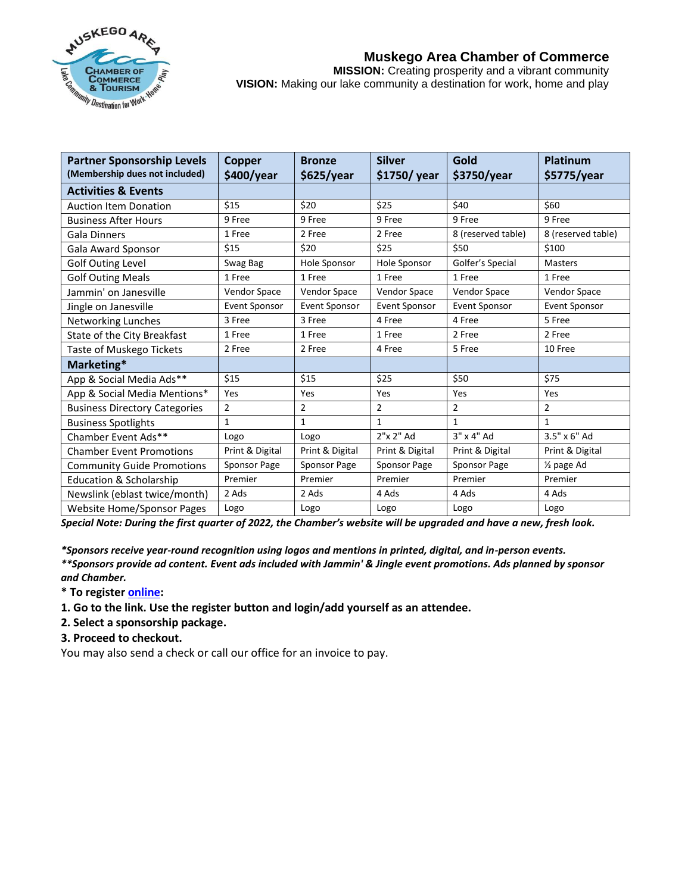## Muskego Area Chamber of Commerce

**MISSION:** Creating prosperity and a vibrant community
**VISION:** Making our lake community a destination for work, home and play

| Partner Sponsorship Levels (Membership dues not included) | Copper $400/year | Bronze $625/year | Silver $1750/ year | Gold $3750/year | Platinum $5775/year |
|---|---|---|---|---|---|
| **Activities & Events** | | | | | |
| Auction Item Donation | $15 | $20 | $25 | $40 | $60 |
| Business After Hours | 9 Free | 9 Free | 9 Free | 9 Free | 9 Free |
| Gala Dinners | 1 Free | 2 Free | 2 Free | 8 (reserved table) | 8 (reserved table) |
| Gala Award Sponsor | $15 | $20 | $25 | $50 | $100 |
| Golf Outing Level | Swag Bag | Hole Sponsor | Hole Sponsor | Golfer's Special | Masters |
| Golf Outing Meals | 1 Free | 1 Free | 1 Free | 1 Free | 1 Free |
| Jammin' on Janesville | Vendor Space | Vendor Space | Vendor Space | Vendor Space | Vendor Space |
| Jingle on Janesville | Event Sponsor | Event Sponsor | Event Sponsor | Event Sponsor | Event Sponsor |
| Networking Lunches | 3 Free | 3 Free | 4 Free | 4 Free | 5 Free |
| State of the City Breakfast | 1 Free | 1 Free | 1 Free | 2 Free | 2 Free |
| Taste of Muskego Tickets | 2 Free | 2 Free | 4 Free | 5 Free | 10 Free |
| **Marketing*** | | | | | |
| App & Social Media Ads** | $15 | $15 | $25 | $50 | $75 |
| App & Social Media Mentions* | Yes | Yes | Yes | Yes | Yes |
| Business Directory Categories | 2 | 2 | 2 | 2 | 2 |
| Business Spotlights | 1 | 1 | 1 | 1 | 1 |
| Chamber Event Ads** | Logo | Logo | 2"x 2" Ad | 3" x 4" Ad | 3.5" x 6" Ad |
| Chamber Event Promotions | Print & Digital | Print & Digital | Print & Digital | Print & Digital | Print & Digital |
| Community Guide Promotions | Sponsor Page | Sponsor Page | Sponsor Page | Sponsor Page | ½ page Ad |
| Education & Scholarship | Premier | Premier | Premier | Premier | Premier |
| Newslink (eblast twice/month) | 2 Ads | 2 Ads | 4 Ads | 4 Ads | 4 Ads |
| Website Home/Sponsor Pages | Logo | Logo | Logo | Logo | Logo |

***Special Note: During the first quarter of 2022, the Chamber's website will be upgraded and have a new, fresh look.***

***Sponsors receive year-round recognition using logos and mentions in printed, digital, and in-person events.***
****Sponsors provide ad content. Event ads included with Jammin' & Jingle event promotions. Ads planned by sponsor and Chamber.***

**\* To register online:**

**1. Go to the link. Use the register button and login/add yourself as an attendee.**

**2. Select a sponsorship package.**

**3. Proceed to checkout.**

You may also send a check or call our office for an invoice to pay.